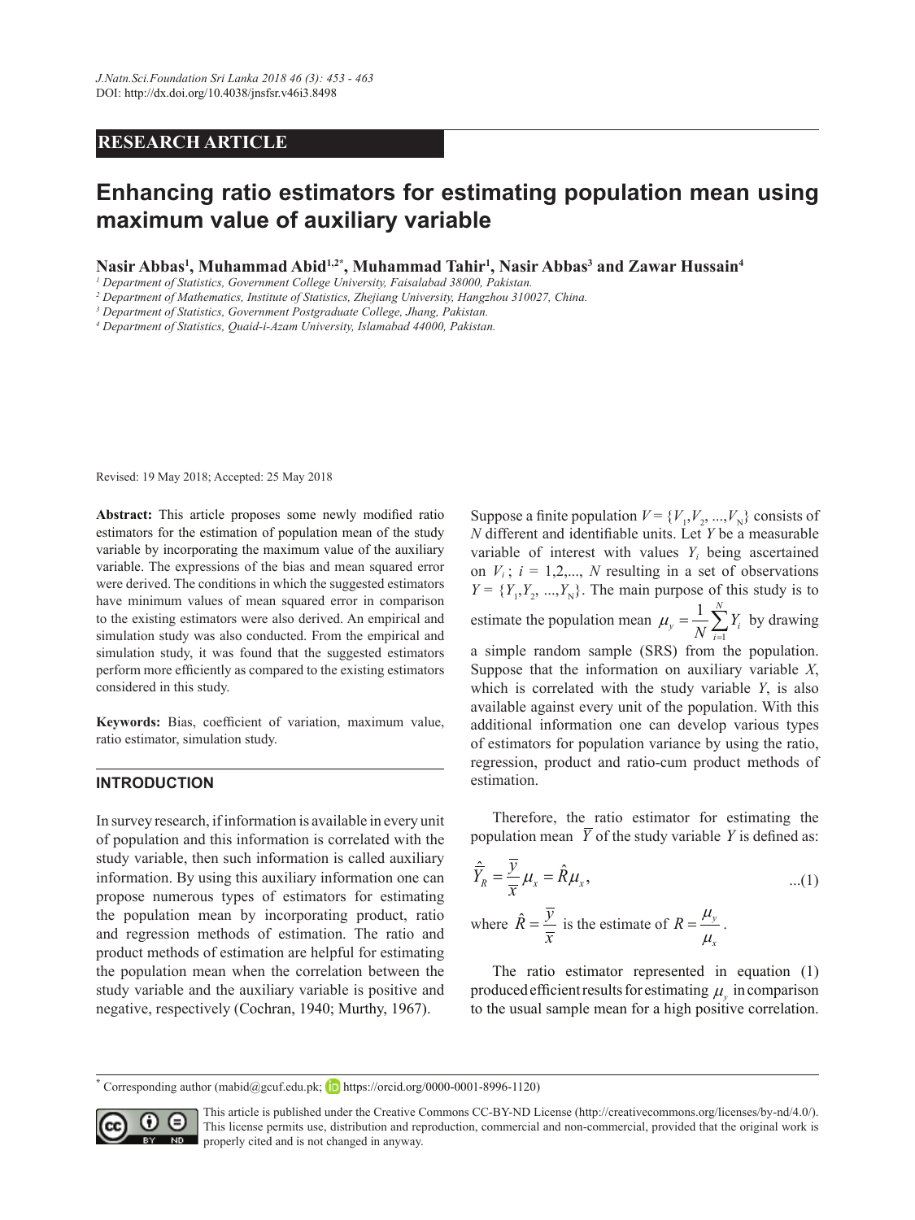RESEARCH ARTICLE

# Enhancing ratio estimators for estimating population mean using maximum value of auxiliary variable

**Nasir Abbas[1], Muhammad Abid[1,2*], Muhammad Tahir[1], Nasir Abbas[3] and Zawar Hussain[4]**

[1] *Department of Statistics, Government College University, Faisalabad 38000, Pakistan.*
[2] *Department of Mathematics, Institute of Statistics, Zhejiang University, Hangzhou 310027, China.*
[3] *Department of Statistics, Government Postgraduate College, Jhang, Pakistan.*
[4] *Department of Statistics, Quaid-i-Azam University, Islamabad 44000, Pakistan.*

Revised: 19 May 2018; Accepted: 25 May 2018

**Abstract:** This article proposes some newly modified ratio estimators for the estimation of population mean of the study variable by incorporating the maximum value of the auxiliary variable. The expressions of the bias and mean squared error were derived. The conditions in which the suggested estimators have minimum values of mean squared error in comparison to the existing estimators were also derived. An empirical and simulation study was also conducted. From the empirical and simulation study, it was found that the suggested estimators perform more efficiently as compared to the existing estimators considered in this study.

**Keywords:** Bias, coefficient of variation, maximum value, ratio estimator, simulation study.

## INTRODUCTION

In survey research, if information is available in every unit of population and this information is correlated with the study variable, then such information is called auxiliary information. By using this auxiliary information one can propose numerous types of estimators for estimating the population mean by incorporating product, ratio and regression methods of estimation. The ratio and product methods of estimation are helpful for estimating the population mean when the correlation between the study variable and the auxiliary variable is positive and negative, respectively (Cochran, 1940; Murthy, 1967).

Suppose a finite population $V = \{V_1, V_2, ..., V_N\}$ consists of $N$ different and identifiable units. Let $Y$ be a measurable variable of interest with values $Y_i$ being ascertained on $V_i$ ; $i = 1,2,..., N$ resulting in a set of observations $Y = \{Y_1, Y_2, ..., Y_N\}$. The main purpose of this study is to estimate the population mean $\mu_y = \frac{1}{N}\sum_{i=1}^{N} Y_i$ by drawing a simple random sample (SRS) from the population. Suppose that the information on auxiliary variable $X$, which is correlated with the study variable $Y$, is also available against every unit of the population. With this additional information one can develop various types of estimators for population variance by using the ratio, regression, product and ratio-cum product methods of estimation.

Therefore, the ratio estimator for estimating the population mean $\overline{Y}$ of the study variable $Y$ is defined as:

$$\hat{\overline{Y}}_R = \frac{\overline{y}}{\overline{x}}\mu_x = \hat{R}\mu_x, \qquad ...(1)$$

where $\hat{R} = \frac{\overline{y}}{\overline{x}}$ is the estimate of $R = \frac{\mu_y}{\mu_x}$.

The ratio estimator represented in equation (1) produced efficient results for estimating $\mu_y$ in comparison to the usual sample mean for a high positive correlation.

* Corresponding author (mabid@gcuf.edu.pk; https://orcid.org/0000-0001-8996-1120)

This article is published under the Creative Commons CC-BY-ND License (http://creativecommons.org/licenses/by-nd/4.0/). This license permits use, distribution and reproduction, commercial and non-commercial, provided that the original work is properly cited and is not changed in anyway.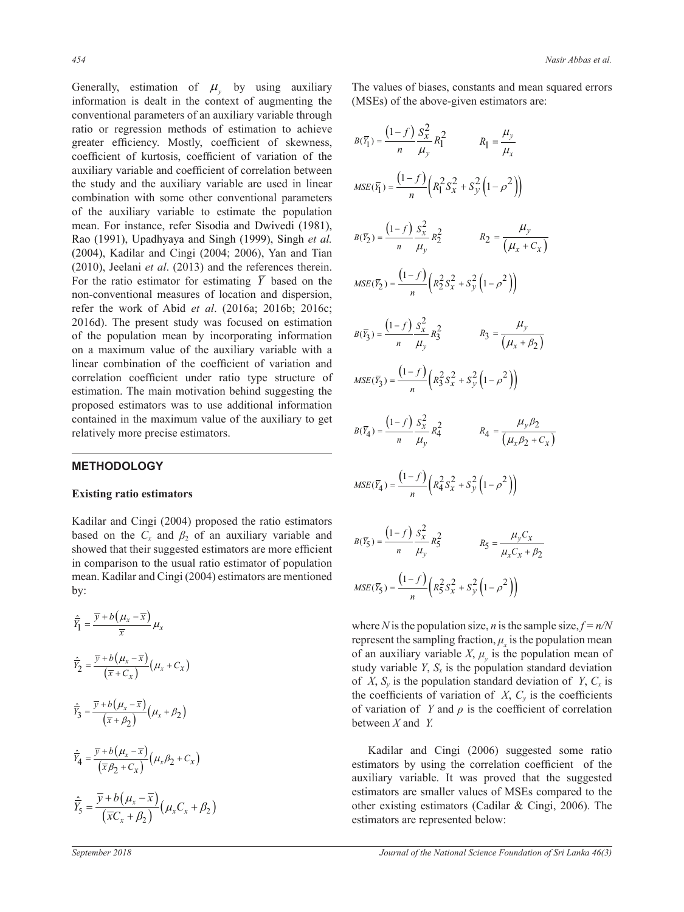Generally, estimation of $\mu_y$ by using auxiliary information is dealt in the context of augmenting the conventional parameters of an auxiliary variable through ratio or regression methods of estimation to achieve greater efficiency. Mostly, coefficient of skewness, coefficient of kurtosis, coefficient of variation of the auxiliary variable and coefficient of correlation between the study and the auxiliary variable are used in linear combination with some other conventional parameters of the auxiliary variable to estimate the population mean. For instance, refer Sisodia and Dwivedi (1981), Rao (1991), Upadhyaya and Singh (1999), Singh *et al.* (2004), Kadilar and Cingi (2004; 2006), Yan and Tian (2010), Jeelani *et al*. (2013) and the references therein. For the ratio estimator for estimating $\overline{Y}$ based on the non-conventional measures of location and dispersion, refer the work of Abid *et al*. (2016a; 2016b; 2016c; 2016d). The present study was focused on estimation of the population mean by incorporating information on a maximum value of the auxiliary variable with a linear combination of the coefficient of variation and correlation coefficient under ratio type structure of estimation. The main motivation behind suggesting the proposed estimators was to use additional information contained in the maximum value of the auxiliary to get relatively more precise estimators.

## METHODOLOGY

### Existing ratio estimators

Kadilar and Cingi (2004) proposed the ratio estimators based on the $C_x$ and $\beta_2$ of an auxiliary variable and showed that their suggested estimators are more efficient in comparison to the usual ratio estimator of population mean. Kadilar and Cingi (2004) estimators are mentioned by:

$$\hat{\overline{Y}}_1 = \frac{\overline{y} + b\left(\mu_x - \overline{x}\right)}{\overline{x}}\mu_x$$

$$\hat{\overline{Y}}_2 = \frac{\overline{y} + b\left(\mu_x - \overline{x}\right)}{\left(\overline{x} + C_x\right)}\left(\mu_x + C_x\right)$$

$$\hat{\overline{Y}}_3 = \frac{\overline{y} + b\left(\mu_x - \overline{x}\right)}{\left(\overline{x} + \beta_2\right)}\left(\mu_x + \beta_2\right)$$

$$\hat{\overline{Y}}_4 = \frac{\overline{y} + b\left(\mu_x - \overline{x}\right)}{\left(\overline{x}\beta_2 + C_x\right)}\left(\mu_x\beta_2 + C_x\right)$$

$$\hat{\overline{Y}}_5 = \frac{\overline{y} + b\left(\mu_x - \overline{x}\right)}{\left(\overline{x}C_x + \beta_2\right)}\left(\mu_x C_x + \beta_2\right)$$

The values of biases, constants and mean squared errors (MSEs) of the above-given estimators are:

$$B(\overline{Y}_1) = \frac{\left(1-f\right)}{n}\frac{S_x^2}{\mu_y}R_1^2 \qquad R_1 = \frac{\mu_y}{\mu_x}$$

$$MSE(\overline{Y}_1) = \frac{\left(1-f\right)}{n}\left(R_1^2 S_x^2 + S_y^2\left(1-\rho^2\right)\right)$$

$$B(\overline{Y}_2) = \frac{\left(1-f\right)}{n}\frac{S_x^2}{\mu_y}R_2^2 \qquad R_2 = \frac{\mu_y}{\left(\mu_x + C_x\right)}$$

$$MSE(\overline{Y}_2) = \frac{\left(1-f\right)}{n}\left(R_2^2 S_x^2 + S_y^2\left(1-\rho^2\right)\right)$$

$$B(\overline{Y}_3) = \frac{\left(1-f\right)}{n}\frac{S_x^2}{\mu_y}R_3^2 \qquad R_3 = \frac{\mu_y}{\left(\mu_x + \beta_2\right)}$$

$$MSE(\overline{Y}_3) = \frac{\left(1-f\right)}{n}\left(R_3^2 S_x^2 + S_y^2\left(1-\rho^2\right)\right)$$

$$B(\overline{Y}_4) = \frac{\left(1-f\right)}{n}\frac{S_x^2}{\mu_y}R_4^2 \qquad R_4 = \frac{\mu_y\beta_2}{\left(\mu_x\beta_2 + C_x\right)}$$

$$MSE(\overline{Y}_4) = \frac{\left(1-f\right)}{n}\left(R_4^2 S_x^2 + S_y^2\left(1-\rho^2\right)\right)$$

$$B(\overline{Y}_5) = \frac{\left(1-f\right)}{n}\frac{S_x^2}{\mu_y}R_5^2 \qquad R_5 = \frac{\mu_y C_x}{\mu_x C_x + \beta_2}$$

$$MSE(\overline{Y}_5) = \frac{\left(1-f\right)}{n}\left(R_5^2 S_x^2 + S_y^2\left(1-\rho^2\right)\right)$$

where $N$ is the population size, $n$ is the sample size, $f = n/N$ represent the sampling fraction, $\mu_x$ is the population mean of an auxiliary variable $X$, $\mu_y$ is the population mean of study variable $Y$, $S_x$ is the population standard deviation of $X$, $S_y$ is the population standard deviation of $Y$, $C_x$ is the coefficients of variation of $X$, $C_y$ is the coefficients of variation of $Y$ and $\rho$ is the coefficient of correlation between $X$ and $Y$.

Kadilar and Cingi (2006) suggested some ratio estimators by using the correlation coefficient of the auxiliary variable. It was proved that the suggested estimators are smaller values of MSEs compared to the other existing estimators (Cadilar & Cingi, 2006). The estimators are represented below: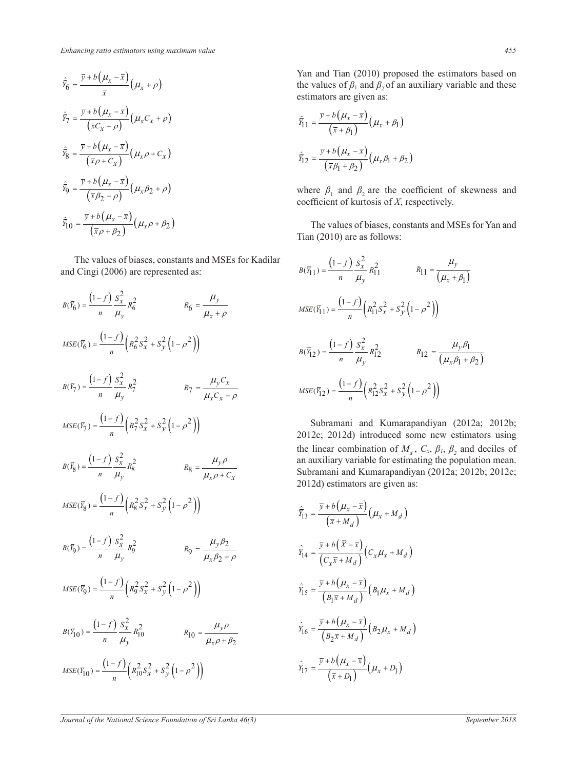$$\hat{\bar{Y}}_6 = \frac{\bar{y} + b\left(\mu_x - \bar{x}\right)}{\bar{x}}\left(\mu_x + \rho\right)$$

$$\hat{\bar{Y}}_7 = \frac{\bar{y} + b\left(\mu_x - \bar{x}\right)}{\left(\bar{x}C_x + \rho\right)}\left(\mu_x C_x + \rho\right)$$

$$\hat{\bar{Y}}_8 = \frac{\bar{y} + b\left(\mu_x - \bar{x}\right)}{\left(\bar{x}\rho + C_x\right)}\left(\mu_x \rho + C_x\right)$$

$$\hat{\bar{Y}}_9 = \frac{\bar{y} + b\left(\mu_x - \bar{x}\right)}{\left(\bar{x}\beta_2 + \rho\right)}\left(\mu_x \beta_2 + \rho\right)$$

$$\hat{\bar{Y}}_{10} = \frac{\bar{y} + b\left(\mu_x - \bar{x}\right)}{\left(\bar{x}\rho + \beta_2\right)}\left(\mu_x \rho + \beta_2\right)$$

The values of biases, constants and MSEs for Kadilar and Cingi (2006) are represented as:

$$B(\bar{Y}_6) = \frac{\left(1-f\right)}{n}\frac{S_x^2}{\mu_y}R_6^2 \qquad R_6 = \frac{\mu_y}{\mu_x + \rho}$$

$$MSE(\bar{Y}_6) = \frac{\left(1-f\right)}{n}\left(R_6^2 S_x^2 + S_y^2\left(1-\rho^2\right)\right)$$

$$B(\bar{Y}_7) = \frac{\left(1-f\right)}{n}\frac{S_x^2}{\mu_y}R_7^2 \qquad R_7 = \frac{\mu_y C_x}{\mu_x C_x + \rho}$$

$$MSE(\bar{Y}_7) = \frac{\left(1-f\right)}{n}\left(R_7^2 S_x^2 + S_y^2\left(1-\rho^2\right)\right)$$

$$B(\bar{Y}_8) = \frac{\left(1-f\right)}{n}\frac{S_x^2}{\mu_y}R_8^2 \qquad R_8 = \frac{\mu_y \rho}{\mu_x \rho + C_x}$$

$$MSE(\bar{Y}_8) = \frac{\left(1-f\right)}{n}\left(R_8^2 S_x^2 + S_y^2\left(1-\rho^2\right)\right)$$

$$B(\bar{Y}_9) = \frac{\left(1-f\right)}{n}\frac{S_x^2}{\mu_y}R_9^2 \qquad R_9 = \frac{\mu_y \beta_2}{\mu_x \beta_2 + \rho}$$

$$MSE(\bar{Y}_9) = \frac{\left(1-f\right)}{n}\left(R_9^2 S_x^2 + S_y^2\left(1-\rho^2\right)\right)$$

$$B(\bar{Y}_{10}) = \frac{\left(1-f\right)}{n}\frac{S_x^2}{\mu_y}R_{10}^2 \qquad R_{10} = \frac{\mu_y \rho}{\mu_x \rho + \beta_2}$$

$$MSE(\bar{Y}_{10}) = \frac{\left(1-f\right)}{n}\left(R_{10}^2 S_x^2 + S_y^2\left(1-\rho^2\right)\right)$$

Yan and Tian (2010) proposed the estimators based on the values of $\beta_1$ and $\beta_2$ of an auxiliary variable and these estimators are given as:

$$\hat{\bar{Y}}_{11} = \frac{\bar{y} + b\left(\mu_x - \bar{x}\right)}{\left(\bar{x} + \beta_1\right)}\left(\mu_x + \beta_1\right)$$

$$\hat{\bar{Y}}_{12} = \frac{\bar{y} + b\left(\mu_x - \bar{x}\right)}{\left(\bar{x}\beta_1 + \beta_2\right)}\left(\mu_x \beta_1 + \beta_2\right)$$

where $\beta_1$ and $\beta_2$ are the coefficient of skewness and coefficient of kurtosis of $X$, respectively.

The values of biases, constants and MSEs for Yan and Tian (2010) are as follows:

$$B(\bar{Y}_{11}) = \frac{\left(1-f\right)}{n}\frac{S_x^2}{\mu_y}R_{11}^2 \qquad R_{11} = \frac{\mu_y}{\left(\mu_x + \beta_1\right)}$$

$$MSE(\bar{Y}_{11}) = \frac{\left(1-f\right)}{n}\left(R_{11}^2 S_x^2 + S_y^2\left(1-\rho^2\right)\right)$$

$$B(\bar{Y}_{12}) = \frac{\left(1-f\right)}{n}\frac{S_x^2}{\mu_y}R_{12}^2 \qquad R_{12} = \frac{\mu_y \beta_1}{\left(\mu_x \beta_1 + \beta_2\right)}$$

$$MSE(\bar{Y}_{12}) = \frac{\left(1-f\right)}{n}\left(R_{12}^2 S_x^2 + S_y^2\left(1-\rho^2\right)\right)$$

Subramani and Kumarapandiyan (2012a; 2012b; 2012c; 2012d) introduced some new estimators using the linear combination of $M_d$, $C_x$, $\beta_1$, $\beta_2$ and deciles of an auxiliary variable for estimating the population mean. Subramani and Kumarapandiyan (2012a; 2012b; 2012c; 2012d) estimators are given as:

$$\hat{\bar{Y}}_{13} = \frac{\bar{y} + b\left(\mu_x - \bar{x}\right)}{\left(\bar{x} + M_d\right)}\left(\mu_x + M_d\right)$$

$$\hat{\bar{Y}}_{14} = \frac{\bar{y} + b\left(\bar{X} - \bar{x}\right)}{\left(C_x \bar{x} + M_d\right)}\left(C_x \mu_x + M_d\right)$$

$$\hat{\bar{Y}}_{15} = \frac{\bar{y} + b\left(\mu_x - \bar{x}\right)}{\left(B_1 \bar{x} + M_d\right)}\left(B_1 \mu_x + M_d\right)$$

$$\hat{\bar{Y}}_{16} = \frac{\bar{y} + b\left(\mu_x - \bar{x}\right)}{\left(B_2 \bar{x} + M_d\right)}\left(B_2 \mu_x + M_d\right)$$

$$\hat{\bar{Y}}_{17} = \frac{\bar{y} + b\left(\mu_x - \bar{x}\right)}{\left(\bar{x} + D_1\right)}\left(\mu_x + D_1\right)$$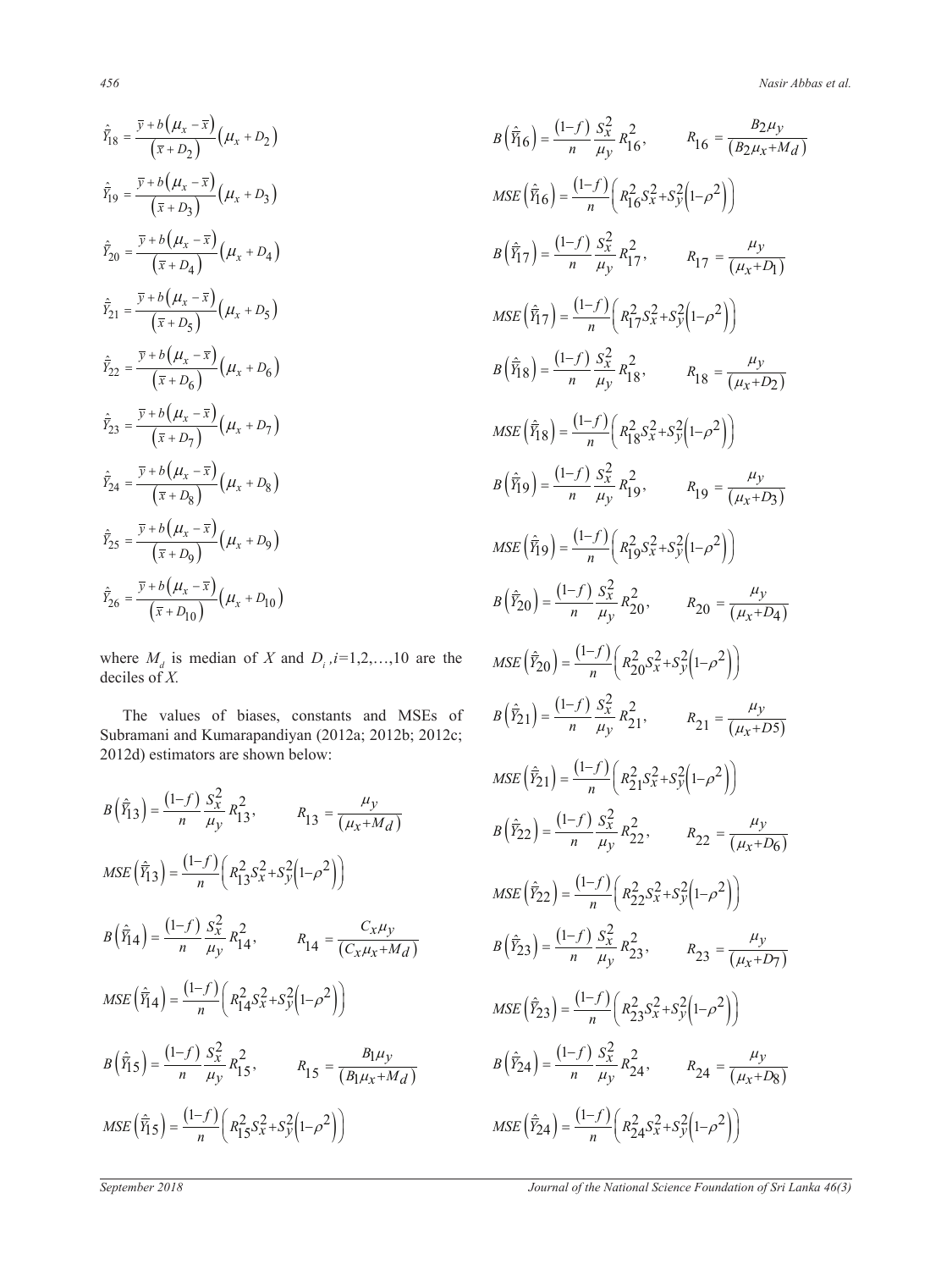$$\hat{\bar{Y}}_{18} = \frac{\bar{y} + b\left(\mu_x - \bar{x}\right)}{\left(\bar{x} + D_2\right)}\left(\mu_x + D_2\right)$$

$$\hat{\bar{Y}}_{19} = \frac{\bar{y} + b\left(\mu_x - \bar{x}\right)}{\left(\bar{x} + D_3\right)}\left(\mu_x + D_3\right)$$

$$\hat{\bar{Y}}_{20} = \frac{\bar{y} + b\left(\mu_x - \bar{x}\right)}{\left(\bar{x} + D_4\right)}\left(\mu_x + D_4\right)$$

$$\hat{\bar{Y}}_{21} = \frac{\bar{y} + b\left(\mu_x - \bar{x}\right)}{\left(\bar{x} + D_5\right)}\left(\mu_x + D_5\right)$$

$$\hat{\bar{Y}}_{22} = \frac{\bar{y} + b\left(\mu_x - \bar{x}\right)}{\left(\bar{x} + D_6\right)}\left(\mu_x + D_6\right)$$

$$\hat{\bar{Y}}_{23} = \frac{\bar{y} + b\left(\mu_x - \bar{x}\right)}{\left(\bar{x} + D_7\right)}\left(\mu_x + D_7\right)$$

$$\hat{\bar{Y}}_{24} = \frac{\bar{y} + b\left(\mu_x - \bar{x}\right)}{\left(\bar{x} + D_8\right)}\left(\mu_x + D_8\right)$$

$$\hat{\bar{Y}}_{25} = \frac{\bar{y} + b\left(\mu_x - \bar{x}\right)}{\left(\bar{x} + D_9\right)}\left(\mu_x + D_9\right)$$

$$\hat{\bar{Y}}_{26} = \frac{\bar{y} + b\left(\mu_x - \bar{x}\right)}{\left(\bar{x} + D_{10}\right)}\left(\mu_x + D_{10}\right)$$

where $M_d$ is median of $X$ and $D_i$, $i$=1,2,…,10 are the deciles of $X$.

The values of biases, constants and MSEs of Subramani and Kumarapandiyan (2012a; 2012b; 2012c; 2012d) estimators are shown below:

$$B\left(\hat{\bar{Y}}_{13}\right) = \frac{(1-f)}{n}\frac{S_x^2}{\mu_y}R_{13}^2, \qquad R_{13} = \frac{\mu_y}{\left(\mu_x + M_d\right)}$$

$$MSE\left(\hat{\bar{Y}}_{13}\right) = \frac{(1-f)}{n}\left(R_{13}^2 S_x^2 + S_y^2\left(1-\rho^2\right)\right)$$

$$B\left(\hat{\bar{Y}}_{14}\right) = \frac{(1-f)}{n}\frac{S_x^2}{\mu_y}R_{14}^2, \qquad R_{14} = \frac{C_x\mu_y}{\left(C_x\mu_x + M_d\right)}$$

$$MSE\left(\hat{\bar{Y}}_{14}\right) = \frac{(1-f)}{n}\left(R_{14}^2 S_x^2 + S_y^2\left(1-\rho^2\right)\right)$$

$$B\left(\hat{\bar{Y}}_{15}\right) = \frac{(1-f)}{n}\frac{S_x^2}{\mu_y}R_{15}^2, \qquad R_{15} = \frac{B_1\mu_y}{\left(B_1\mu_x + M_d\right)}$$

$$MSE\left(\hat{\bar{Y}}_{15}\right) = \frac{(1-f)}{n}\left(R_{15}^2 S_x^2 + S_y^2\left(1-\rho^2\right)\right)$$

$$B\left(\hat{\bar{Y}}_{16}\right) = \frac{(1-f)}{n}\frac{S_x^2}{\mu_y}R_{16}^2, \qquad R_{16} = \frac{B_2\mu_y}{\left(B_2\mu_x + M_d\right)}$$

$$MSE\left(\hat{\bar{Y}}_{16}\right) = \frac{(1-f)}{n}\left(R_{16}^2 S_x^2 + S_y^2\left(1-\rho^2\right)\right)$$

$$B\left(\hat{\bar{Y}}_{17}\right) = \frac{(1-f)}{n}\frac{S_x^2}{\mu_y}R_{17}^2, \qquad R_{17} = \frac{\mu_y}{\left(\mu_x + D_1\right)}$$

$$MSE\left(\hat{\bar{Y}}_{17}\right) = \frac{(1-f)}{n}\left(R_{17}^2 S_x^2 + S_y^2\left(1-\rho^2\right)\right)$$

$$B\left(\hat{\bar{Y}}_{18}\right) = \frac{(1-f)}{n}\frac{S_x^2}{\mu_y}R_{18}^2, \qquad R_{18} = \frac{\mu_y}{\left(\mu_x + D_2\right)}$$

$$MSE\left(\hat{\bar{Y}}_{18}\right) = \frac{(1-f)}{n}\left(R_{18}^2 S_x^2 + S_y^2\left(1-\rho^2\right)\right)$$

$$B\left(\hat{\bar{Y}}_{19}\right) = \frac{(1-f)}{n}\frac{S_x^2}{\mu_y}R_{19}^2, \qquad R_{19} = \frac{\mu_y}{\left(\mu_x + D_3\right)}$$

$$MSE\left(\hat{\bar{Y}}_{19}\right) = \frac{(1-f)}{n}\left(R_{19}^2 S_x^2 + S_y^2\left(1-\rho^2\right)\right)$$

$$B\left(\hat{\bar{Y}}_{20}\right) = \frac{(1-f)}{n}\frac{S_x^2}{\mu_y}R_{20}^2, \qquad R_{20} = \frac{\mu_y}{\left(\mu_x + D_4\right)}$$

$$MSE\left(\hat{\bar{Y}}_{20}\right) = \frac{(1-f)}{n}\left(R_{20}^2 S_x^2 + S_y^2\left(1-\rho^2\right)\right)$$

$$B\left(\hat{\bar{Y}}_{21}\right) = \frac{(1-f)}{n}\frac{S_x^2}{\mu_y}R_{21}^2, \qquad R_{21} = \frac{\mu_y}{\left(\mu_x + D5\right)}$$

$$MSE\left(\hat{\bar{Y}}_{21}\right) = \frac{(1-f)}{n}\left(R_{21}^2 S_x^2 + S_y^2\left(1-\rho^2\right)\right)$$

$$B\left(\hat{\bar{Y}}_{22}\right) = \frac{(1-f)}{n}\frac{S_x^2}{\mu_y}R_{22}^2, \qquad R_{22} = \frac{\mu_y}{\left(\mu_x + D_6\right)}$$

$$MSE\left(\hat{\bar{Y}}_{22}\right) = \frac{(1-f)}{n}\left(R_{22}^2 S_x^2 + S_y^2\left(1-\rho^2\right)\right)$$

$$B\left(\hat{\bar{Y}}_{23}\right) = \frac{(1-f)}{n}\frac{S_x^2}{\mu_y}R_{23}^2, \qquad R_{23} = \frac{\mu_y}{\left(\mu_x + D_7\right)}$$

$$MSE\left(\hat{\bar{Y}}_{23}\right) = \frac{(1-f)}{n}\left(R_{23}^2 S_x^2 + S_y^2\left(1-\rho^2\right)\right)$$

$$B\left(\hat{\bar{Y}}_{24}\right) = \frac{(1-f)}{n}\frac{S_x^2}{\mu_y}R_{24}^2, \qquad R_{24} = \frac{\mu_y}{\left(\mu_x + D_8\right)}$$

$$MSE\left(\hat{\bar{Y}}_{24}\right) = \frac{(1-f)}{n}\left(R_{24}^2 S_x^2 + S_y^2\left(1-\rho^2\right)\right)$$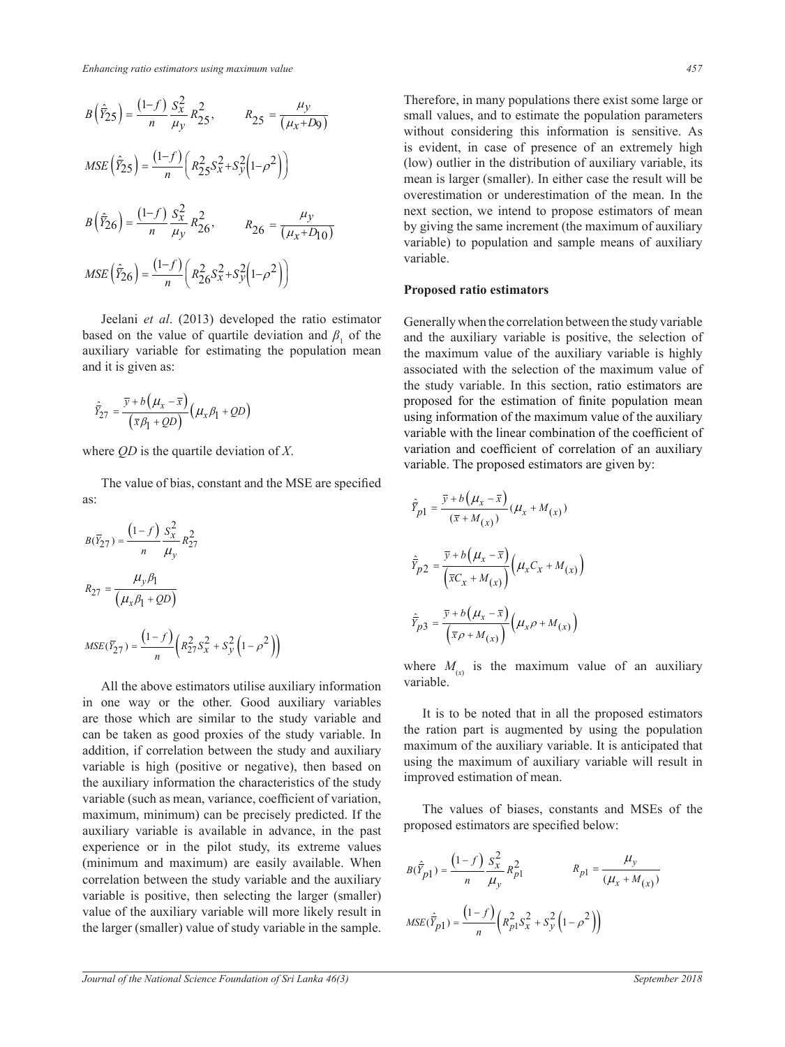$$B\left(\hat{\bar{Y}}_{25}\right)=\frac{(1-f)}{n}\frac{S_x^2}{\mu_y}R_{25}^2, \qquad R_{25}=\frac{\mu_y}{(\mu_x+D_9)}$$

$$MSE\left(\hat{\bar{Y}}_{25}\right)=\frac{(1-f)}{n}\left(R_{25}^2S_x^2+S_y^2\left(1-\rho^2\right)\right)$$

$$B\left(\hat{\bar{Y}}_{26}\right)=\frac{(1-f)}{n}\frac{S_x^2}{\mu_y}R_{26}^2, \qquad R_{26}=\frac{\mu_y}{(\mu_x+D_{10})}$$

$$MSE\left(\hat{\bar{Y}}_{26}\right)=\frac{(1-f)}{n}\left(R_{26}^2S_x^2+S_y^2\left(1-\rho^2\right)\right)$$

Jeelani *et al*. (2013) developed the ratio estimator based on the value of quartile deviation and $\beta_1$ of the auxiliary variable for estimating the population mean and it is given as:

$$\hat{\bar{Y}}_{27}=\frac{\bar{y}+b\left(\mu_x-\bar{x}\right)}{\left(\bar{x}\beta_1+QD\right)}\left(\mu_x\beta_1+QD\right)$$

where $QD$ is the quartile deviation of $X$.

The value of bias, constant and the MSE are specified as:

$$B(\bar{Y}_{27})=\frac{(1-f)}{n}\frac{S_x^2}{\mu_y}R_{27}^2$$

$$R_{27}=\frac{\mu_y\beta_1}{\left(\mu_x\beta_1+QD\right)}$$

$$MSE(\bar{Y}_{27})=\frac{(1-f)}{n}\left(R_{27}^2S_x^2+S_y^2\left(1-\rho^2\right)\right)$$

All the above estimators utilise auxiliary information in one way or the other. Good auxiliary variables are those which are similar to the study variable and can be taken as good proxies of the study variable. In addition, if correlation between the study and auxiliary variable is high (positive or negative), then based on the auxiliary information the characteristics of the study variable (such as mean, variance, coefficient of variation, maximum, minimum) can be precisely predicted. If the auxiliary variable is available in advance, in the past experience or in the pilot study, its extreme values (minimum and maximum) are easily available. When correlation between the study variable and the auxiliary variable is positive, then selecting the larger (smaller) value of the auxiliary variable will more likely result in the larger (smaller) value of study variable in the sample. Therefore, in many populations there exist some large or small values, and to estimate the population parameters without considering this information is sensitive. As is evident, in case of presence of an extremely high (low) outlier in the distribution of auxiliary variable, its mean is larger (smaller). In either case the result will be overestimation or underestimation of the mean. In the next section, we intend to propose estimators of mean by giving the same increment (the maximum of auxiliary variable) to population and sample means of auxiliary variable.

## Proposed ratio estimators

Generally when the correlation between the study variable and the auxiliary variable is positive, the selection of the maximum value of the auxiliary variable is highly associated with the selection of the maximum value of the study variable. In this section, ratio estimators are proposed for the estimation of finite population mean using information of the maximum value of the auxiliary variable with the linear combination of the coefficient of variation and coefficient of correlation of an auxiliary variable. The proposed estimators are given by:

$$\hat{\bar{Y}}_{p1}=\frac{\bar{y}+b\left(\mu_x-\bar{x}\right)}{(\bar{x}+M_{(x)})}(\mu_x+M_{(x)})$$

$$\hat{\bar{Y}}_{p2}=\frac{\bar{y}+b\left(\mu_x-\bar{x}\right)}{\left(\bar{x}C_x+M_{(x)}\right)}\left(\mu_xC_x+M_{(x)}\right)$$

$$\hat{\bar{Y}}_{p3}=\frac{\bar{y}+b\left(\mu_x-\bar{x}\right)}{\left(\bar{x}\rho+M_{(x)}\right)}\left(\mu_x\rho+M_{(x)}\right)$$

where $M_{(x)}$ is the maximum value of an auxiliary variable.

It is to be noted that in all the proposed estimators the ration part is augmented by using the population maximum of the auxiliary variable. It is anticipated that using the maximum of auxiliary variable will result in improved estimation of mean.

The values of biases, constants and MSEs of the proposed estimators are specified below:

$$B(\hat{\bar{Y}}_{p1})=\frac{(1-f)}{n}\frac{S_x^2}{\mu_y}R_{p1}^2 \qquad R_{p1}=\frac{\mu_y}{(\mu_x+M_{(x)})}$$

$$MSE(\hat{\bar{Y}}_{p1})=\frac{(1-f)}{n}\left(R_{p1}^2S_x^2+S_y^2\left(1-\rho^2\right)\right)$$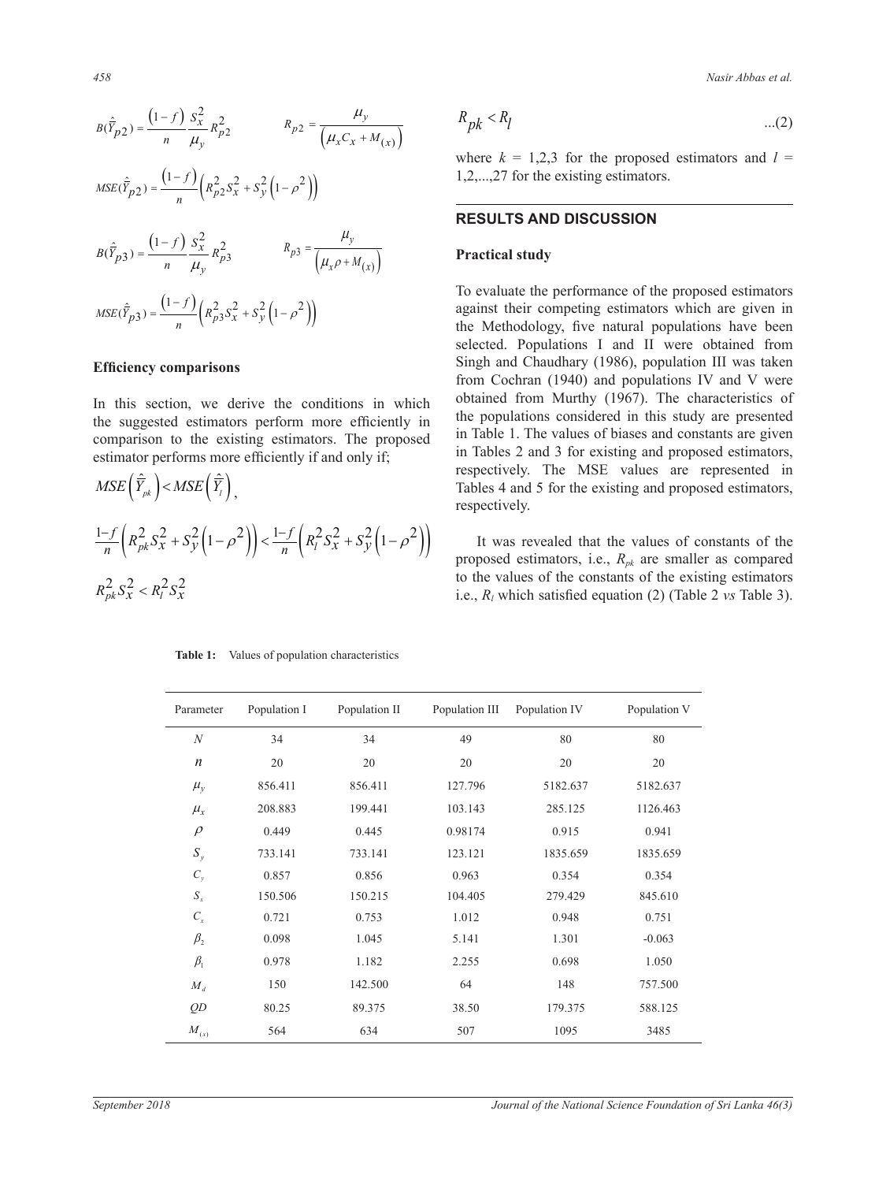$$B(\hat{\bar{Y}}_{p2}) = \frac{(1-f)}{n}\frac{S_x^2}{\mu_y}R_{p2}^2 \qquad R_{p2} = \frac{\mu_y}{(\mu_x C_x + M_{(x)})}$$

$$MSE(\hat{\bar{Y}}_{p2}) = \frac{(1-f)}{n}\left(R_{p2}^2 S_x^2 + S_y^2(1-\rho^2)\right)$$

$$B(\hat{\bar{Y}}_{p3}) = \frac{(1-f)}{n}\frac{S_x^2}{\mu_y}R_{p3}^2 \qquad R_{p3} = \frac{\mu_y}{(\mu_x \rho + M_{(x)})}$$

$$MSE(\hat{\bar{Y}}_{p3}) = \frac{(1-f)}{n}\left(R_{p3}^2 S_x^2 + S_y^2(1-\rho^2)\right)$$

**Efficiency comparisons**

In this section, we derive the conditions in which the suggested estimators perform more efficiently in comparison to the existing estimators. The proposed estimator performs more efficiently if and only if;

$$MSE\left(\hat{\bar{Y}}_{pk}\right) < MSE\left(\hat{\bar{Y}}_{l}\right),$$

$$\frac{1-f}{n}\left(R_{pk}^2 S_x^2 + S_y^2(1-\rho^2)\right) < \frac{1-f}{n}\left(R_l^2 S_x^2 + S_y^2(1-\rho^2)\right)$$

$$R_{pk}^2 S_x^2 < R_l^2 S_x^2$$

$$R_{pk} < R_l \qquad \text{...(2)}$$

where $k$ = 1,2,3 for the proposed estimators and $l$ = 1,2,...,27 for the existing estimators.

## RESULTS AND DISCUSSION

**Practical study**

To evaluate the performance of the proposed estimators against their competing estimators which are given in the Methodology, five natural populations have been selected. Populations I and II were obtained from Singh and Chaudhary (1986), population III was taken from Cochran (1940) and populations IV and V were obtained from Murthy (1967). The characteristics of the populations considered in this study are presented in Table 1. The values of biases and constants are given in Tables 2 and 3 for existing and proposed estimators, respectively. The MSE values are represented in Tables 4 and 5 for the existing and proposed estimators, respectively.

It was revealed that the values of constants of the proposed estimators, i.e., $R_{pk}$ are smaller as compared to the values of the constants of the existing estimators i.e., $R_l$ which satisfied equation (2) (Table 2 *vs* Table 3).

**Table 1:** Values of population characteristics

| Parameter | Population I | Population II | Population III | Population IV | Population V |
|---|---|---|---|---|---|
| $N$ | 34 | 34 | 49 | 80 | 80 |
| $n$ | 20 | 20 | 20 | 20 | 20 |
| $\mu_y$ | 856.411 | 856.411 | 127.796 | 5182.637 | 5182.637 |
| $\mu_x$ | 208.883 | 199.441 | 103.143 | 285.125 | 1126.463 |
| $\rho$ | 0.449 | 0.445 | 0.98174 | 0.915 | 0.941 |
| $S_y$ | 733.141 | 733.141 | 123.121 | 1835.659 | 1835.659 |
| $C_y$ | 0.857 | 0.856 | 0.963 | 0.354 | 0.354 |
| $S_x$ | 150.506 | 150.215 | 104.405 | 279.429 | 845.610 |
| $C_x$ | 0.721 | 0.753 | 1.012 | 0.948 | 0.751 |
| $\beta_2$ | 0.098 | 1.045 | 5.141 | 1.301 | -0.063 |
| $\beta_1$ | 0.978 | 1.182 | 2.255 | 0.698 | 1.050 |
| $M_d$ | 150 | 142.500 | 64 | 148 | 757.500 |
| $QD$ | 80.25 | 89.375 | 38.50 | 179.375 | 588.125 |
| $M_{(x)}$ | 564 | 634 | 507 | 1095 | 3485 |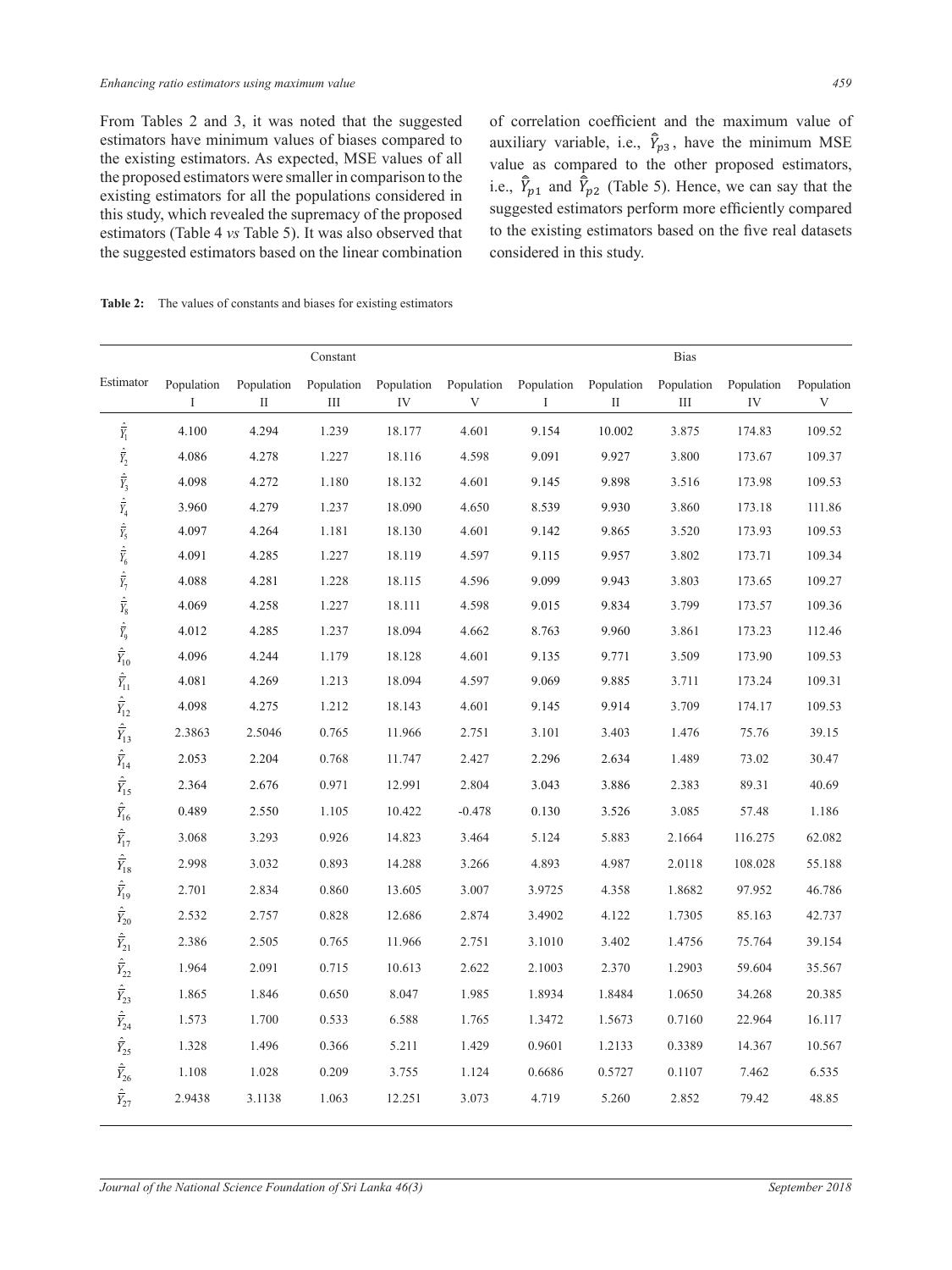From Tables 2 and 3, it was noted that the suggested estimators have minimum values of biases compared to the existing estimators. As expected, MSE values of all the proposed estimators were smaller in comparison to the existing estimators for all the populations considered in this study, which revealed the supremacy of the proposed estimators (Table 4 *vs* Table 5). It was also observed that the suggested estimators based on the linear combination of correlation coefficient and the maximum value of auxiliary variable, i.e., $\hat{\bar{Y}}_{p3}$, have the minimum MSE value as compared to the other proposed estimators, i.e., $\hat{\bar{Y}}_{p1}$ and $\hat{\bar{Y}}_{p2}$ (Table 5). Hence, we can say that the suggested estimators perform more efficiently compared to the existing estimators based on the five real datasets considered in this study.

**Table 2:** The values of constants and biases for existing estimators

| Estimator | Constant | | | | | Bias | | | | |
|---|---|---|---|---|---|---|---|---|---|---|
| | Population I | Population II | Population III | Population IV | Population V | Population I | Population II | Population III | Population IV | Population V |
| $\hat{\bar{Y}}_1$ | 4.100 | 4.294 | 1.239 | 18.177 | 4.601 | 9.154 | 10.002 | 3.875 | 174.83 | 109.52 |
| $\hat{\bar{Y}}_2$ | 4.086 | 4.278 | 1.227 | 18.116 | 4.598 | 9.091 | 9.927 | 3.800 | 173.67 | 109.37 |
| $\hat{\bar{Y}}_3$ | 4.098 | 4.272 | 1.180 | 18.132 | 4.601 | 9.145 | 9.898 | 3.516 | 173.98 | 109.53 |
| $\hat{\bar{Y}}_4$ | 3.960 | 4.279 | 1.237 | 18.090 | 4.650 | 8.539 | 9.930 | 3.860 | 173.18 | 111.86 |
| $\hat{\bar{Y}}_5$ | 4.097 | 4.264 | 1.181 | 18.130 | 4.601 | 9.142 | 9.865 | 3.520 | 173.93 | 109.53 |
| $\hat{\bar{Y}}_6$ | 4.091 | 4.285 | 1.227 | 18.119 | 4.597 | 9.115 | 9.957 | 3.802 | 173.71 | 109.34 |
| $\hat{\bar{Y}}_7$ | 4.088 | 4.281 | 1.228 | 18.115 | 4.596 | 9.099 | 9.943 | 3.803 | 173.65 | 109.27 |
| $\hat{\bar{Y}}_8$ | 4.069 | 4.258 | 1.227 | 18.111 | 4.598 | 9.015 | 9.834 | 3.799 | 173.57 | 109.36 |
| $\hat{\bar{Y}}_9$ | 4.012 | 4.285 | 1.237 | 18.094 | 4.662 | 8.763 | 9.960 | 3.861 | 173.23 | 112.46 |
| $\hat{\bar{Y}}_{10}$ | 4.096 | 4.244 | 1.179 | 18.128 | 4.601 | 9.135 | 9.771 | 3.509 | 173.90 | 109.53 |
| $\hat{\bar{Y}}_{11}$ | 4.081 | 4.269 | 1.213 | 18.094 | 4.597 | 9.069 | 9.885 | 3.711 | 173.24 | 109.31 |
| $\hat{\bar{Y}}_{12}$ | 4.098 | 4.275 | 1.212 | 18.143 | 4.601 | 9.145 | 9.914 | 3.709 | 174.17 | 109.53 |
| $\hat{\bar{Y}}_{13}$ | 2.3863 | 2.5046 | 0.765 | 11.966 | 2.751 | 3.101 | 3.403 | 1.476 | 75.76 | 39.15 |
| $\hat{\bar{Y}}_{14}$ | 2.053 | 2.204 | 0.768 | 11.747 | 2.427 | 2.296 | 2.634 | 1.489 | 73.02 | 30.47 |
| $\hat{\bar{Y}}_{15}$ | 2.364 | 2.676 | 0.971 | 12.991 | 2.804 | 3.043 | 3.886 | 2.383 | 89.31 | 40.69 |
| $\hat{\bar{Y}}_{16}$ | 0.489 | 2.550 | 1.105 | 10.422 | -0.478 | 0.130 | 3.526 | 3.085 | 57.48 | 1.186 |
| $\hat{\bar{Y}}_{17}$ | 3.068 | 3.293 | 0.926 | 14.823 | 3.464 | 5.124 | 5.883 | 2.1664 | 116.275 | 62.082 |
| $\hat{\bar{Y}}_{18}$ | 2.998 | 3.032 | 0.893 | 14.288 | 3.266 | 4.893 | 4.987 | 2.0118 | 108.028 | 55.188 |
| $\hat{\bar{Y}}_{19}$ | 2.701 | 2.834 | 0.860 | 13.605 | 3.007 | 3.9725 | 4.358 | 1.8682 | 97.952 | 46.786 |
| $\hat{\bar{Y}}_{20}$ | 2.532 | 2.757 | 0.828 | 12.686 | 2.874 | 3.4902 | 4.122 | 1.7305 | 85.163 | 42.737 |
| $\hat{\bar{Y}}_{21}$ | 2.386 | 2.505 | 0.765 | 11.966 | 2.751 | 3.1010 | 3.402 | 1.4756 | 75.764 | 39.154 |
| $\hat{\bar{Y}}_{22}$ | 1.964 | 2.091 | 0.715 | 10.613 | 2.622 | 2.1003 | 2.370 | 1.2903 | 59.604 | 35.567 |
| $\hat{\bar{Y}}_{23}$ | 1.865 | 1.846 | 0.650 | 8.047 | 1.985 | 1.8934 | 1.8484 | 1.0650 | 34.268 | 20.385 |
| $\hat{\bar{Y}}_{24}$ | 1.573 | 1.700 | 0.533 | 6.588 | 1.765 | 1.3472 | 1.5673 | 0.7160 | 22.964 | 16.117 |
| $\hat{\bar{Y}}_{25}$ | 1.328 | 1.496 | 0.366 | 5.211 | 1.429 | 0.9601 | 1.2133 | 0.3389 | 14.367 | 10.567 |
| $\hat{\bar{Y}}_{26}$ | 1.108 | 1.028 | 0.209 | 3.755 | 1.124 | 0.6686 | 0.5727 | 0.1107 | 7.462 | 6.535 |
| $\hat{\bar{Y}}_{27}$ | 2.9438 | 3.1138 | 1.063 | 12.251 | 3.073 | 4.719 | 5.260 | 2.852 | 79.42 | 48.85 |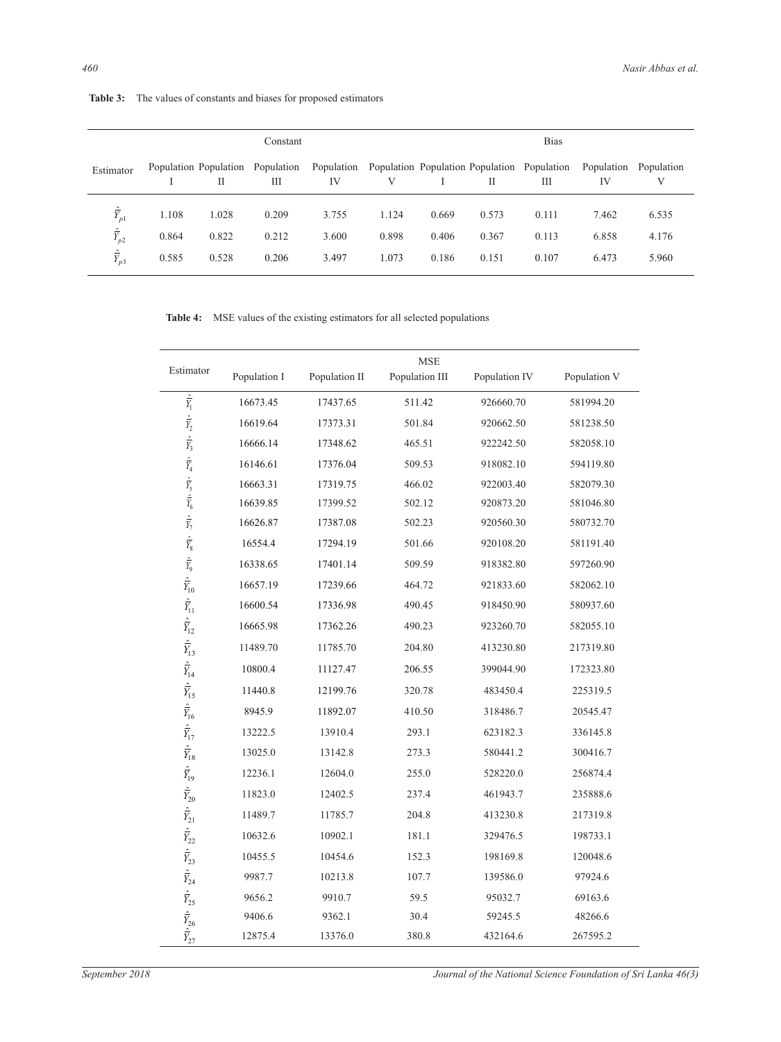**Table 3:** The values of constants and biases for proposed estimators

| Estimator | Constant | | | | | Bias | | | | |
|---|---|---|---|---|---|---|---|---|---|---|
| | Population I | Population II | Population III | Population IV | Population V | Population I | Population II | Population III | Population IV | Population V |
| $\hat{\bar{Y}}_{p1}$ | 1.108 | 1.028 | 0.209 | 3.755 | 1.124 | 0.669 | 0.573 | 0.111 | 7.462 | 6.535 |
| $\hat{\bar{Y}}_{p2}$ | 0.864 | 0.822 | 0.212 | 3.600 | 0.898 | 0.406 | 0.367 | 0.113 | 6.858 | 4.176 |
| $\hat{\bar{Y}}_{p3}$ | 0.585 | 0.528 | 0.206 | 3.497 | 1.073 | 0.186 | 0.151 | 0.107 | 6.473 | 5.960 |

**Table 4:** MSE values of the existing estimators for all selected populations

| Estimator | MSE | | | | |
|---|---|---|---|---|---|
| | Population I | Population II | Population III | Population IV | Population V |
| $\hat{\bar{Y}}_1$ | 16673.45 | 17437.65 | 511.42 | 926660.70 | 581994.20 |
| $\hat{\bar{Y}}_2$ | 16619.64 | 17373.31 | 501.84 | 920662.50 | 581238.50 |
| $\hat{\bar{Y}}_3$ | 16666.14 | 17348.62 | 465.51 | 922242.50 | 582058.10 |
| $\hat{\bar{Y}}_4$ | 16146.61 | 17376.04 | 509.53 | 918082.10 | 594119.80 |
| $\hat{\bar{Y}}_5$ | 16663.31 | 17319.75 | 466.02 | 922003.40 | 582079.30 |
| $\hat{\bar{Y}}_6$ | 16639.85 | 17399.52 | 502.12 | 920873.20 | 581046.80 |
| $\hat{\bar{Y}}_7$ | 16626.87 | 17387.08 | 502.23 | 920560.30 | 580732.70 |
| $\hat{\bar{Y}}_8$ | 16554.4 | 17294.19 | 501.66 | 920108.20 | 581191.40 |
| $\hat{\bar{Y}}_9$ | 16338.65 | 17401.14 | 509.59 | 918382.80 | 597260.90 |
| $\hat{\bar{Y}}_{10}$ | 16657.19 | 17239.66 | 464.72 | 921833.60 | 582062.10 |
| $\hat{\bar{Y}}_{11}$ | 16600.54 | 17336.98 | 490.45 | 918450.90 | 580937.60 |
| $\hat{\bar{Y}}_{12}$ | 16665.98 | 17362.26 | 490.23 | 923260.70 | 582055.10 |
| $\hat{\bar{Y}}_{13}$ | 11489.70 | 11785.70 | 204.80 | 413230.80 | 217319.80 |
| $\hat{\bar{Y}}_{14}$ | 10800.4 | 11127.47 | 206.55 | 399044.90 | 172323.80 |
| $\hat{\bar{Y}}_{15}$ | 11440.8 | 12199.76 | 320.78 | 483450.4 | 225319.5 |
| $\hat{\bar{Y}}_{16}$ | 8945.9 | 11892.07 | 410.50 | 318486.7 | 20545.47 |
| $\hat{\bar{Y}}_{17}$ | 13222.5 | 13910.4 | 293.1 | 623182.3 | 336145.8 |
| $\hat{\bar{Y}}_{18}$ | 13025.0 | 13142.8 | 273.3 | 580441.2 | 300416.7 |
| $\hat{\bar{Y}}_{19}$ | 12236.1 | 12604.0 | 255.0 | 528220.0 | 256874.4 |
| $\hat{\bar{Y}}_{20}$ | 11823.0 | 12402.5 | 237.4 | 461943.7 | 235888.6 |
| $\hat{\bar{Y}}_{21}$ | 11489.7 | 11785.7 | 204.8 | 413230.8 | 217319.8 |
| $\hat{\bar{Y}}_{22}$ | 10632.6 | 10902.1 | 181.1 | 329476.5 | 198733.1 |
| $\hat{\bar{Y}}_{23}$ | 10455.5 | 10454.6 | 152.3 | 198169.8 | 120048.6 |
| $\hat{\bar{Y}}_{24}$ | 9987.7 | 10213.8 | 107.7 | 139586.0 | 97924.6 |
| $\hat{\bar{Y}}_{25}$ | 9656.2 | 9910.7 | 59.5 | 95032.7 | 69163.6 |
| $\hat{\bar{Y}}_{26}$ | 9406.6 | 9362.1 | 30.4 | 59245.5 | 48266.6 |
| $\hat{\bar{Y}}_{27}$ | 12875.4 | 13376.0 | 380.8 | 432164.6 | 267595.2 |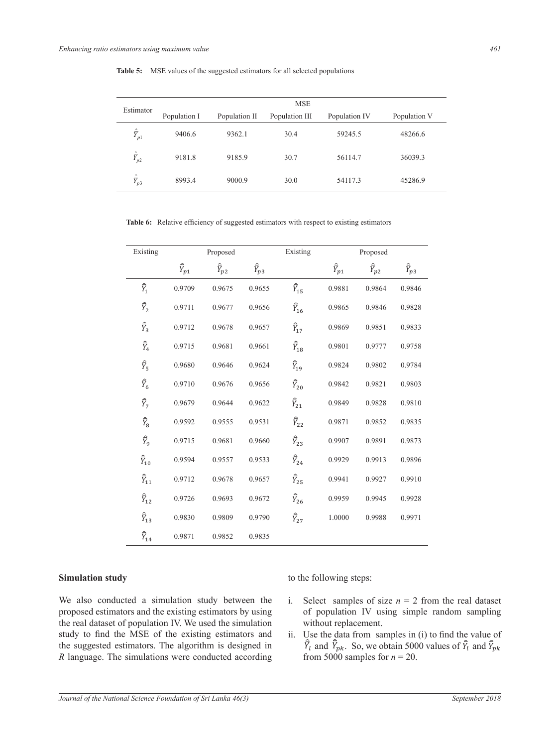**Table 5:** MSE values of the suggested estimators for all selected populations

| Estimator | MSE | | | | |
|---|---|---|---|---|---|
| | Population I | Population II | Population III | Population IV | Population V |
| $\hat{\bar{Y}}_{p1}$ | 9406.6 | 9362.1 | 30.4 | 59245.5 | 48266.6 |
| $\hat{\bar{Y}}_{p2}$ | 9181.8 | 9185.9 | 30.7 | 56114.7 | 36039.3 |
| $\hat{\bar{Y}}_{p3}$ | 8993.4 | 9000.9 | 30.0 | 54117.3 | 45286.9 |

**Table 6:** Relative efficiency of suggested estimators with respect to existing estimators

| Existing | Proposed | | | Existing | Proposed | | |
|---|---|---|---|---|---|---|---|
| | $\hat{\bar{Y}}_{p1}$ | $\hat{\bar{Y}}_{p2}$ | $\hat{\bar{Y}}_{p3}$ | | $\hat{\bar{Y}}_{p1}$ | $\hat{\bar{Y}}_{p2}$ | $\hat{\bar{Y}}_{p3}$ |
| $\hat{\bar{Y}}_{1}$ | 0.9709 | 0.9675 | 0.9655 | $\hat{\bar{Y}}_{15}$ | 0.9881 | 0.9864 | 0.9846 |
| $\hat{\bar{Y}}_{2}$ | 0.9711 | 0.9677 | 0.9656 | $\hat{\bar{Y}}_{16}$ | 0.9865 | 0.9846 | 0.9828 |
| $\hat{\bar{Y}}_{3}$ | 0.9712 | 0.9678 | 0.9657 | $\hat{\bar{Y}}_{17}$ | 0.9869 | 0.9851 | 0.9833 |
| $\hat{\bar{Y}}_{4}$ | 0.9715 | 0.9681 | 0.9661 | $\hat{\bar{Y}}_{18}$ | 0.9801 | 0.9777 | 0.9758 |
| $\hat{\bar{Y}}_{5}$ | 0.9680 | 0.9646 | 0.9624 | $\hat{\bar{Y}}_{19}$ | 0.9824 | 0.9802 | 0.9784 |
| $\hat{\bar{Y}}_{6}$ | 0.9710 | 0.9676 | 0.9656 | $\hat{\bar{Y}}_{20}$ | 0.9842 | 0.9821 | 0.9803 |
| $\hat{\bar{Y}}_{7}$ | 0.9679 | 0.9644 | 0.9622 | $\hat{\bar{Y}}_{21}$ | 0.9849 | 0.9828 | 0.9810 |
| $\hat{\bar{Y}}_{8}$ | 0.9592 | 0.9555 | 0.9531 | $\hat{\bar{Y}}_{22}$ | 0.9871 | 0.9852 | 0.9835 |
| $\hat{\bar{Y}}_{9}$ | 0.9715 | 0.9681 | 0.9660 | $\hat{\bar{Y}}_{23}$ | 0.9907 | 0.9891 | 0.9873 |
| $\hat{\bar{Y}}_{10}$ | 0.9594 | 0.9557 | 0.9533 | $\hat{\bar{Y}}_{24}$ | 0.9929 | 0.9913 | 0.9896 |
| $\hat{\bar{Y}}_{11}$ | 0.9712 | 0.9678 | 0.9657 | $\hat{\bar{Y}}_{25}$ | 0.9941 | 0.9927 | 0.9910 |
| $\hat{\bar{Y}}_{12}$ | 0.9726 | 0.9693 | 0.9672 | $\hat{\bar{Y}}_{26}$ | 0.9959 | 0.9945 | 0.9928 |
| $\hat{\bar{Y}}_{13}$ | 0.9830 | 0.9809 | 0.9790 | $\hat{\bar{Y}}_{27}$ | 1.0000 | 0.9988 | 0.9971 |
| $\hat{\bar{Y}}_{14}$ | 0.9871 | 0.9852 | 0.9835 | | | | |

## Simulation study

We also conducted a simulation study between the proposed estimators and the existing estimators by using the real dataset of population IV. We used the simulation study to find the MSE of the existing estimators and the suggested estimators. The algorithm is designed in *R* language. The simulations were conducted according to the following steps:

i. Select samples of size $n = 2$ from the real dataset of population IV using simple random sampling without replacement.
ii. Use the data from samples in (i) to find the value of $\hat{\bar{Y}}_l$ and $\hat{\bar{Y}}_{pk}$. So, we obtain 5000 values of $\hat{\bar{Y}}_l$ and $\hat{\bar{Y}}_{pk}$ from 5000 samples for $n = 20$.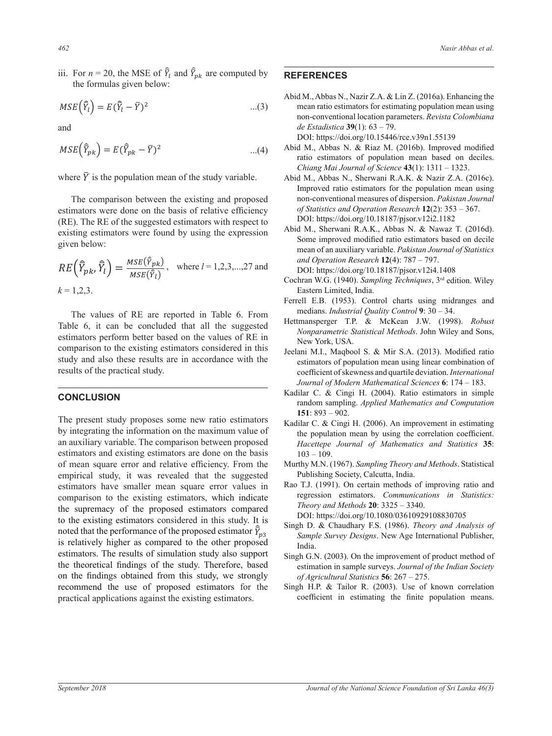iii. For $n = 20$, the MSE of $\hat{\bar{Y}}_l$ and $\hat{\bar{Y}}_{pk}$ are computed by the formulas given below:

$$MSE\left(\hat{\bar{Y}}_l\right) = E(\hat{\bar{Y}}_l - \bar{Y})^2 \qquad ...(3)$$

and

$$MSE\left(\hat{\bar{Y}}_{pk}\right) = E(\hat{\bar{Y}}_{pk} - \bar{Y})^2 \qquad ...(4)$$

where $\bar{Y}$ is the population mean of the study variable.

The comparison between the existing and proposed estimators were done on the basis of relative efficiency (RE). The RE of the suggested estimators with respect to existing estimators were found by using the expression given below:

$$RE\left(\hat{\bar{Y}}_{pk}, \hat{\bar{Y}}_l\right) = \frac{MSE\left(\hat{\bar{Y}}_{pk}\right)}{MSE\left(\hat{\bar{Y}}_l\right)}, \quad \text{where } l = 1,2,3,...,27 \text{ and}$$

$k = 1,2,3$.

The values of RE are reported in Table 6. From Table 6, it can be concluded that all the suggested estimators perform better based on the values of RE in comparison to the existing estimators considered in this study and also these results are in accordance with the results of the practical study.

## CONCLUSION

The present study proposes some new ratio estimators by integrating the information on the maximum value of an auxiliary variable. The comparison between proposed estimators and existing estimators are done on the basis of mean square error and relative efficiency. From the empirical study, it was revealed that the suggested estimators have smaller mean square error values in comparison to the existing estimators, which indicate the supremacy of the proposed estimators compared to the existing estimators considered in this study. It is noted that the performance of the proposed estimator $\hat{\bar{Y}}_{p3}$ is relatively higher as compared to the other proposed estimators. The results of simulation study also support the theoretical findings of the study. Therefore, based on the findings obtained from this study, we strongly recommend the use of proposed estimators for the practical applications against the existing estimators.

## REFERENCES

Abid M., Abbas N., Nazir Z.A. & Lin Z. (2016a). Enhancing the mean ratio estimators for estimating population mean using non-conventional location parameters. *Revista Colombiana de Estadistica* **39**(1): 63 – 79. DOI: https://doi.org/10.15446/rce.v39n1.55139

Abid M., Abbas N. & Riaz M. (2016b). Improved modified ratio estimators of population mean based on deciles. *Chiang Mai Journal of Science* **43**(1): 1311 – 1323.

Abid M., Abbas N., Sherwani R.A.K. & Nazir Z.A. (2016c). Improved ratio estimators for the population mean using non-conventional measures of dispersion. *Pakistan Journal of Statistics and Operation Research* **12**(2): 353 – 367. DOI: https://doi.org/10.18187/pjsor.v12i2.1182

Abid M., Sherwani R.A.K., Abbas N. & Nawaz T. (2016d). Some improved modified ratio estimators based on decile mean of an auxiliary variable. *Pakistan Journal of Statistics and Operation Research* **12**(4): 787 – 797. DOI: https://doi.org/10.18187/pjsor.v12i4.1408

Cochran W.G. (1940). *Sampling Techniques*, 3rd edition. Wiley Eastern Limited, India.

Ferrell E.B. (1953). Control charts using midranges and medians. *Industrial Quality Control* **9**: 30 – 34.

Hettmansperger T.P. & McKean J.W. (1998). *Robust Nonparametric Statistical Methods*. John Wiley and Sons, New York, USA.

Jeelani M.I., Maqbool S. & Mir S.A. (2013). Modified ratio estimators of population mean using linear combination of coefficient of skewness and quartile deviation. *International Journal of Modern Mathematical Sciences* **6**: 174 – 183.

Kadilar C. & Cingi H. (2004). Ratio estimators in simple random sampling. *Applied Mathematics and Computation* **151**: 893 – 902.

Kadilar C. & Cingi H. (2006). An improvement in estimating the population mean by using the correlation coefficient. *Hacettepe Journal of Mathematics and Statistics* **35**: 103 – 109.

Murthy M.N. (1967). *Sampling Theory and Methods*. Statistical Publishing Society, Calcutta, India.

Rao T.J. (1991). On certain methods of improving ratio and regression estimators. *Communications in Statistics: Theory and Methods* **20**: 3325 – 3340. DOI: https://doi.org/10.1080/03610929108830705

Singh D. & Chaudhary F.S. (1986). *Theory and Analysis of Sample Survey Designs*. New Age International Publisher, India.

Singh G.N. (2003). On the improvement of product method of estimation in sample surveys. *Journal of the Indian Society of Agricultural Statistics* **56**: 267 – 275.

Singh H.P. & Tailor R. (2003). Use of known correlation coefficient in estimating the finite population means.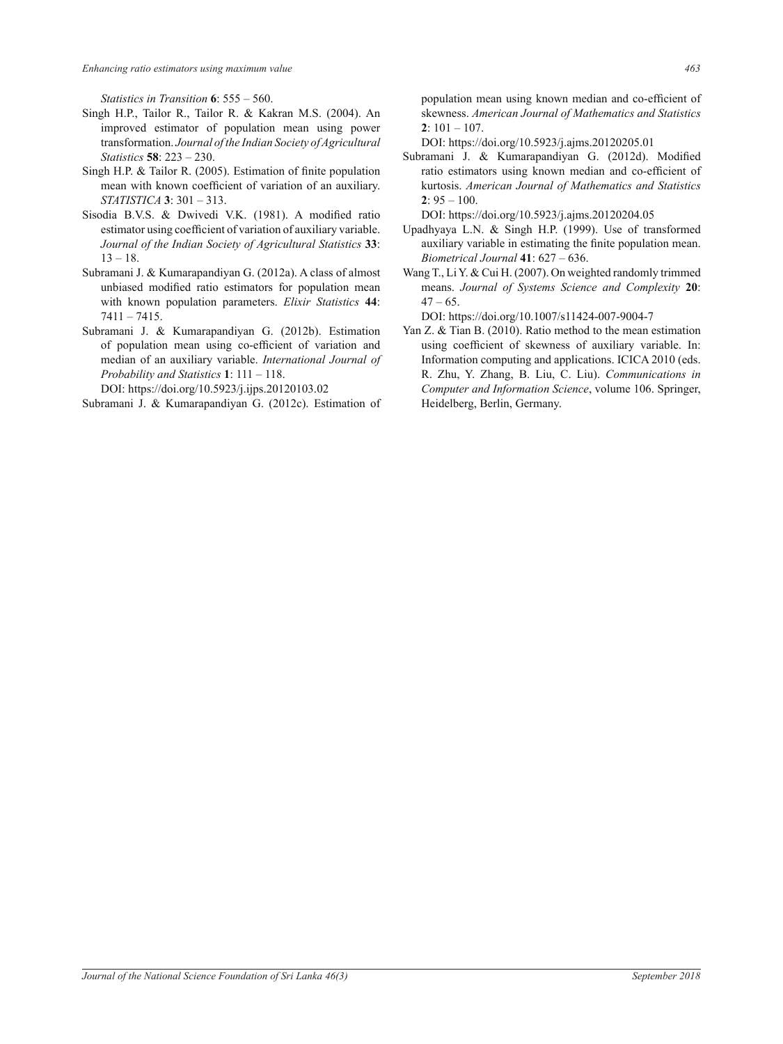*Statistics in Transition* **6**: 555 – 560.

Singh H.P., Tailor R., Tailor R. & Kakran M.S. (2004). An improved estimator of population mean using power transformation. *Journal of the Indian Society of Agricultural Statistics* **58**: 223 – 230.

Singh H.P. & Tailor R. (2005). Estimation of finite population mean with known coefficient of variation of an auxiliary. *STATISTICA* **3**: 301 – 313.

Sisodia B.V.S. & Dwivedi V.K. (1981). A modified ratio estimator using coefficient of variation of auxiliary variable. *Journal of the Indian Society of Agricultural Statistics* **33**: 13 – 18.

Subramani J. & Kumarapandiyan G. (2012a). A class of almost unbiased modified ratio estimators for population mean with known population parameters. *Elixir Statistics* **44**: 7411 – 7415.

Subramani J. & Kumarapandiyan G. (2012b). Estimation of population mean using co-efficient of variation and median of an auxiliary variable. *International Journal of Probability and Statistics* **1**: 111 – 118.
DOI: https://doi.org/10.5923/j.ijps.20120103.02

Subramani J. & Kumarapandiyan G. (2012c). Estimation of population mean using known median and co-efficient of skewness. *American Journal of Mathematics and Statistics* **2**: 101 – 107.
DOI: https://doi.org/10.5923/j.ajms.20120205.01

Subramani J. & Kumarapandiyan G. (2012d). Modified ratio estimators using known median and co-efficient of kurtosis. *American Journal of Mathematics and Statistics* **2**: 95 – 100.
DOI: https://doi.org/10.5923/j.ajms.20120204.05

Upadhyaya L.N. & Singh H.P. (1999). Use of transformed auxiliary variable in estimating the finite population mean. *Biometrical Journal* **41**: 627 – 636.

Wang T., Li Y. & Cui H. (2007). On weighted randomly trimmed means. *Journal of Systems Science and Complexity* **20**: 47 – 65.
DOI: https://doi.org/10.1007/s11424-007-9004-7

Yan Z. & Tian B. (2010). Ratio method to the mean estimation using coefficient of skewness of auxiliary variable. In: Information computing and applications. ICICA 2010 (eds. R. Zhu, Y. Zhang, B. Liu, C. Liu). *Communications in Computer and Information Science*, volume 106. Springer, Heidelberg, Berlin, Germany.